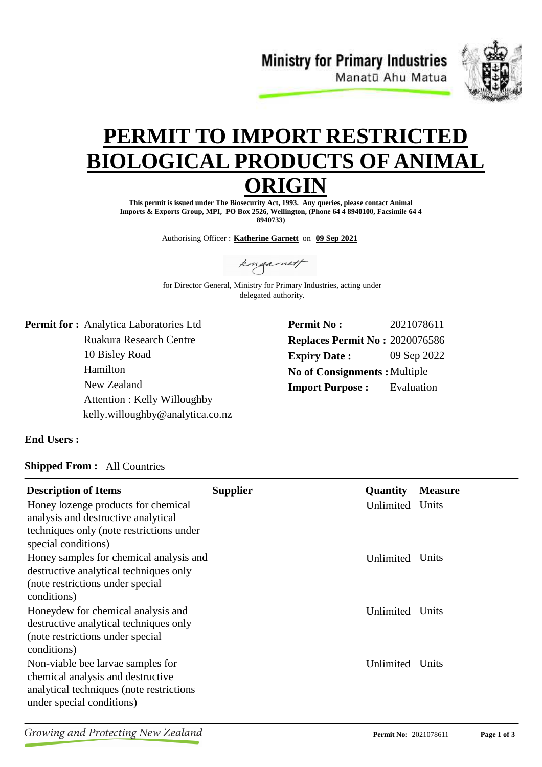Ministry for Primary Industries
Manatū Ahu Matua

# PERMIT TO IMPORT RESTRICTED BIOLOGICAL PRODUCTS OF ANIMAL ORIGIN

**This permit is issued under The Biosecurity Act, 1993. Any queries, please contact Animal Imports & Exports Group, MPI, PO Box 2526, Wellington, (Phone 64 4 8940100, Facsimile 64 4 8940733)**

Authorising Officer : **Katherine Garnett** on **09 Sep 2021**

kmgarnett

for Director General, Ministry for Primary Industries, acting under delegated authority.

**Permit for :** Analytica Laboratories Ltd
Ruakura Research Centre
10 Bisley Road
Hamilton
New Zealand
Attention : Kelly Willoughby
kelly.willoughby@analytica.co.nz

**Permit No :** 2021078611
**Replaces Permit No :** 2020076586
**Expiry Date :** 09 Sep 2022
**No of Consignments :** Multiple
**Import Purpose :** Evaluation

**End Users :**

**Shipped From :** All Countries

| Description of Items | Supplier | Quantity | Measure |
|---|---|---|---|
| Honey lozenge products for chemical analysis and destructive analytical techniques only (note restrictions under special conditions) | | Unlimited | Units |
| Honey samples for chemical analysis and destructive analytical techniques only (note restrictions under special conditions) | | Unlimited | Units |
| Honeydew for chemical analysis and destructive analytical techniques only (note restrictions under special conditions) | | Unlimited | Units |
| Non-viable bee larvae samples for chemical analysis and destructive analytical techniques (note restrictions under special conditions) | | Unlimited | Units |

*Growing and Protecting New Zealand*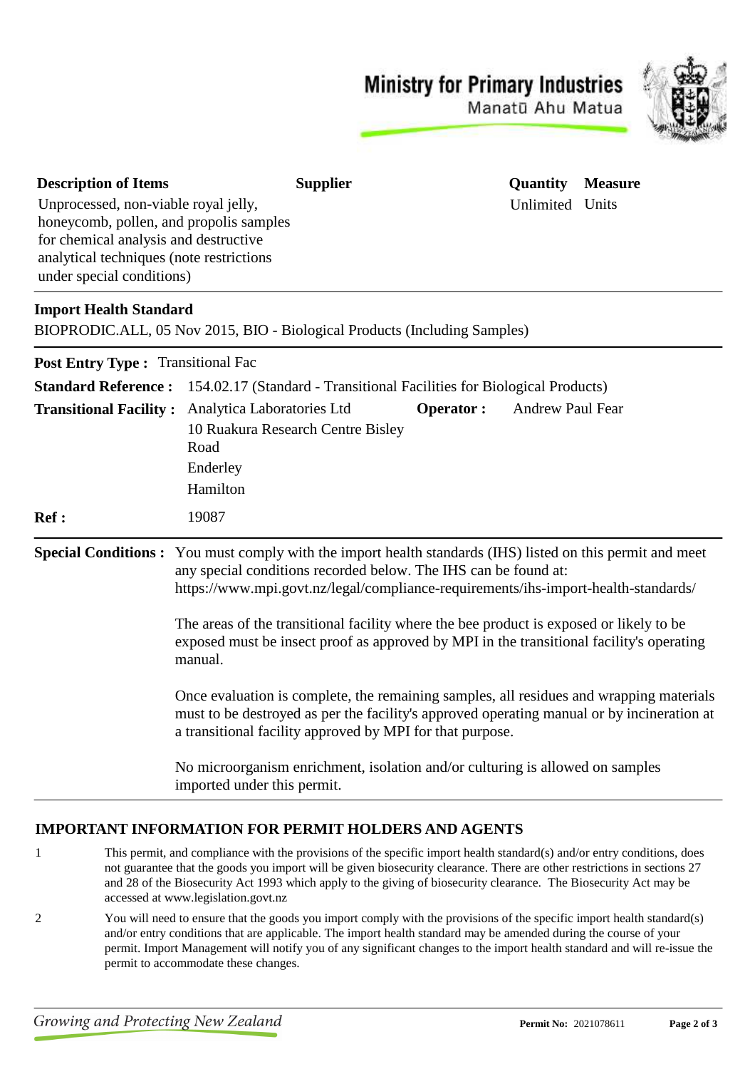Ministry for Primary Industries
Manatū Ahu Matua

| Description of Items | Supplier | Quantity | Measure |
| --- | --- | --- | --- |
| Unprocessed, non-viable royal jelly, honeycomb, pollen, and propolis samples for chemical analysis and destructive analytical techniques (note restrictions under special conditions) | | Unlimited | Units |

**Import Health Standard**

BIOPRODIC.ALL, 05 Nov 2015, BIO - Biological Products (Including Samples)

**Post Entry Type :** Transitional Fac

**Standard Reference :** 154.02.17 (Standard - Transitional Facilities for Biological Products)

**Transitional Facility :** Analytica Laboratories Ltd
10 Ruakura Research Centre Bisley Road
Enderley
Hamilton

**Operator :** Andrew Paul Fear

**Ref :** 19087

**Special Conditions :** You must comply with the import health standards (IHS) listed on this permit and meet any special conditions recorded below. The IHS can be found at: https://www.mpi.govt.nz/legal/compliance-requirements/ihs-import-health-standards/

The areas of the transitional facility where the bee product is exposed or likely to be exposed must be insect proof as approved by MPI in the transitional facility's operating manual.

Once evaluation is complete, the remaining samples, all residues and wrapping materials must to be destroyed as per the facility's approved operating manual or by incineration at a transitional facility approved by MPI for that purpose.

No microorganism enrichment, isolation and/or culturing is allowed on samples imported under this permit.

## IMPORTANT INFORMATION FOR PERMIT HOLDERS AND AGENTS

1. This permit, and compliance with the provisions of the specific import health standard(s) and/or entry conditions, does not guarantee that the goods you import will be given biosecurity clearance. There are other restrictions in sections 27 and 28 of the Biosecurity Act 1993 which apply to the giving of biosecurity clearance. The Biosecurity Act may be accessed at www.legislation.govt.nz

2. You will need to ensure that the goods you import comply with the provisions of the specific import health standard(s) and/or entry conditions that are applicable. The import health standard may be amended during the course of your permit. Import Management will notify you of any significant changes to the import health standard and will re-issue the permit to accommodate these changes.

*Growing and Protecting New Zealand*

**Permit No:** 2021078611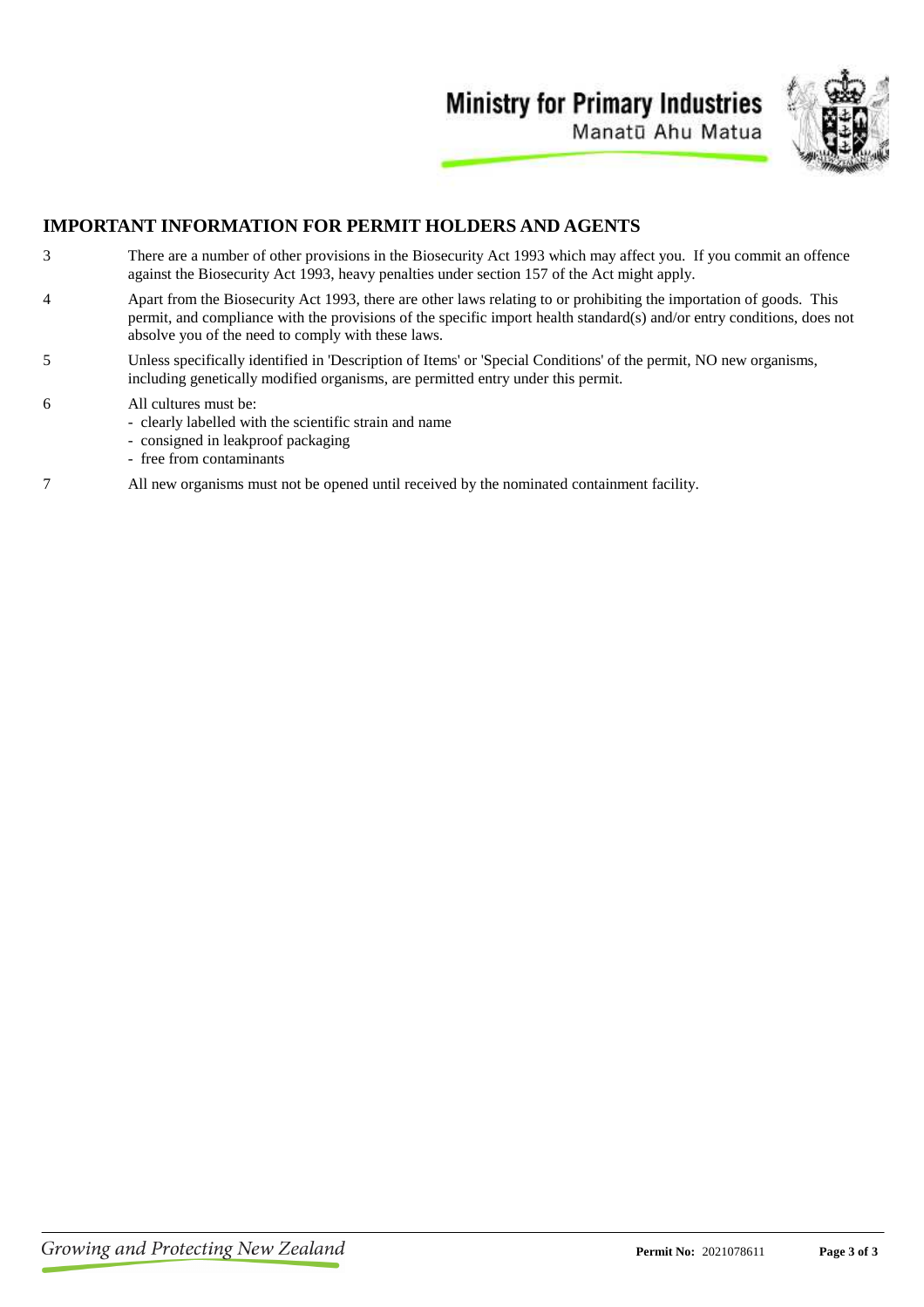## IMPORTANT INFORMATION FOR PERMIT HOLDERS AND AGENTS

3 There are a number of other provisions in the Biosecurity Act 1993 which may affect you. If you commit an offence against the Biosecurity Act 1993, heavy penalties under section 157 of the Act might apply.

4 Apart from the Biosecurity Act 1993, there are other laws relating to or prohibiting the importation of goods. This permit, and compliance with the provisions of the specific import health standard(s) and/or entry conditions, does not absolve you of the need to comply with these laws.

5 Unless specifically identified in 'Description of Items' or 'Special Conditions' of the permit, NO new organisms, including genetically modified organisms, are permitted entry under this permit.

6 All cultures must be:
   - clearly labelled with the scientific strain and name
   - consigned in leakproof packaging
   - free from contaminants

7 All new organisms must not be opened until received by the nominated containment facility.